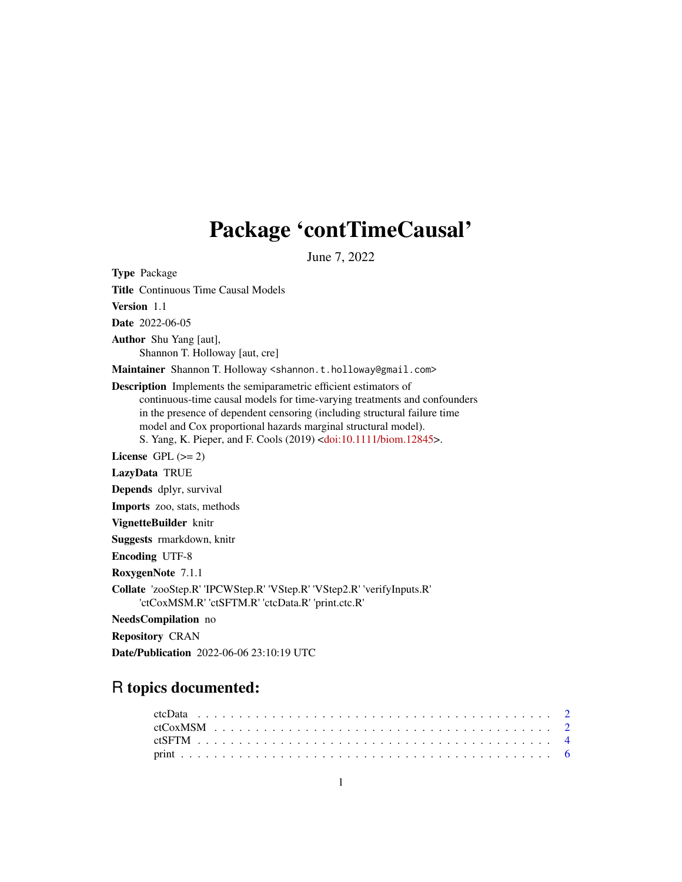# Package 'contTimeCausal'

June 7, 2022

**Type** Package

**Title** Continuous Time Causal Models

**Version** 1.1

**Date** 2022-06-05

**Author** Shu Yang [aut],
Shannon T. Holloway [aut, cre]

**Maintainer** Shannon T. Holloway <shannon.t.holloway@gmail.com>

**Description** Implements the semiparametric efficient estimators of continuous-time causal models for time-varying treatments and confounders in the presence of dependent censoring (including structural failure time model and Cox proportional hazards marginal structural model).
S. Yang, K. Pieper, and F. Cools (2019) <doi:10.1111/biom.12845>.

**License** GPL (>= 2)

**LazyData** TRUE

**Depends** dplyr, survival

**Imports** zoo, stats, methods

**VignetteBuilder** knitr

**Suggests** rmarkdown, knitr

**Encoding** UTF-8

**RoxygenNote** 7.1.1

**Collate** 'zooStep.R' 'IPCWStep.R' 'VStep.R' 'VStep2.R' 'verifyInputs.R' 'ctCoxMSM.R' 'ctSFTM.R' 'ctcData.R' 'print.ctc.R'

**NeedsCompilation** no

**Repository** CRAN

**Date/Publication** 2022-06-06 23:10:19 UTC

## R topics documented:

- ctcData . . . . . . . . . . . . . . . . . . . . . . . . . . . . . . . . . . . . . . . . 2
- ctCoxMSM . . . . . . . . . . . . . . . . . . . . . . . . . . . . . . . . . . . . . . 2
- ctSFTM . . . . . . . . . . . . . . . . . . . . . . . . . . . . . . . . . . . . . . . . 4
- print . . . . . . . . . . . . . . . . . . . . . . . . . . . . . . . . . . . . . . . . . 6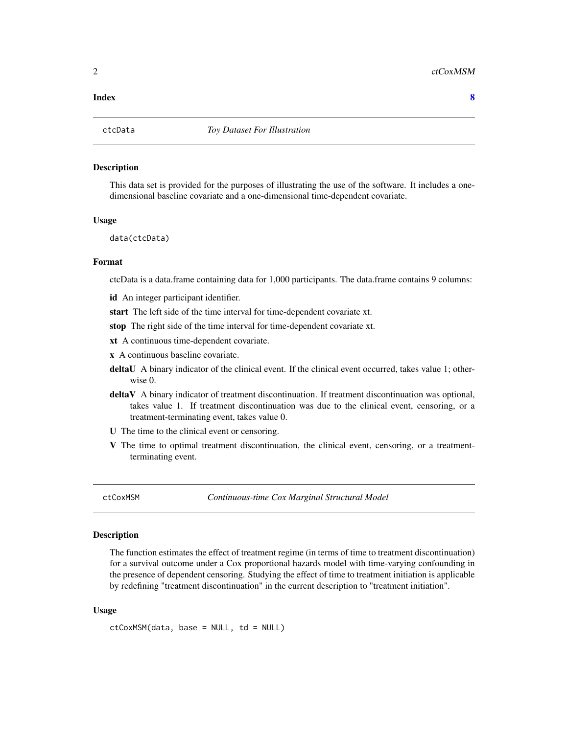**Index** **8**

## ctcData — *Toy Dataset For Illustration*

### Description

This data set is provided for the purposes of illustrating the use of the software. It includes a one-dimensional baseline covariate and a one-dimensional time-dependent covariate.

### Usage

```
data(ctcData)
```

### Format

ctcData is a data.frame containing data for 1,000 participants. The data.frame contains 9 columns:

- **id** An integer participant identifier.
- **start** The left side of the time interval for time-dependent covariate xt.
- **stop** The right side of the time interval for time-dependent covariate xt.
- **xt** A continuous time-dependent covariate.
- **x** A continuous baseline covariate.
- **deltaU** A binary indicator of the clinical event. If the clinical event occurred, takes value 1; otherwise 0.
- **deltaV** A binary indicator of treatment discontinuation. If treatment discontinuation was optional, takes value 1. If treatment discontinuation was due to the clinical event, censoring, or a treatment-terminating event, takes value 0.
- **U** The time to the clinical event or censoring.
- **V** The time to optimal treatment discontinuation, the clinical event, censoring, or a treatment-terminating event.

## ctCoxMSM — *Continuous-time Cox Marginal Structural Model*

### Description

The function estimates the effect of treatment regime (in terms of time to treatment discontinuation) for a survival outcome under a Cox proportional hazards model with time-varying confounding in the presence of dependent censoring. Studying the effect of time to treatment initiation is applicable by redefining "treatment discontinuation" in the current description to "treatment initiation".

### Usage

```
ctCoxMSM(data, base = NULL, td = NULL)
```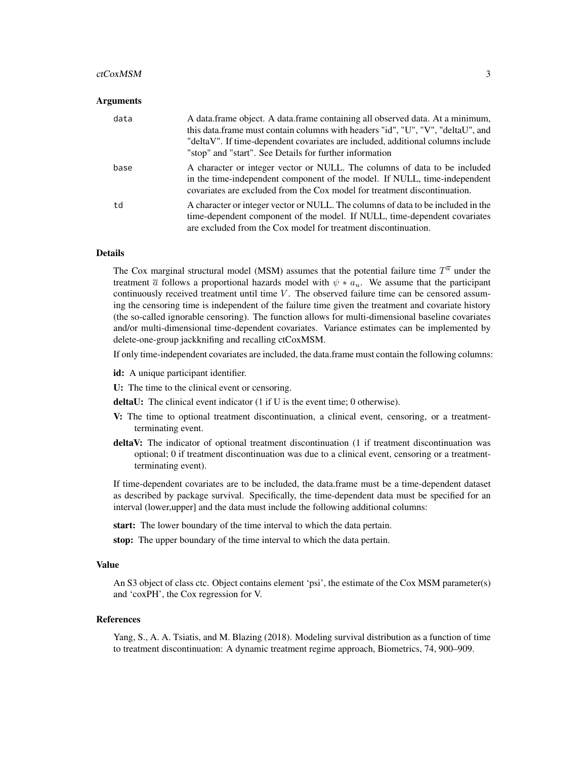### Arguments

| | |
|---|---|
| data | A data.frame object. A data.frame containing all observed data. At a minimum, this data.frame must contain columns with headers "id", "U", "V", "deltaU", and "deltaV". If time-dependent covariates are included, additional columns include "stop" and "start". See Details for further information |
| base | A character or integer vector or NULL. The columns of data to be included in the time-independent component of the model. If NULL, time-independent covariates are excluded from the Cox model for treatment discontinuation. |
| td | A character or integer vector or NULL. The columns of data to be included in the time-dependent component of the model. If NULL, time-dependent covariates are excluded from the Cox model for treatment discontinuation. |

### Details

The Cox marginal structural model (MSM) assumes that the potential failure time $T^{\overline{a}}$ under the treatment $\overline{a}$ follows a proportional hazards model with $\psi * a_u$. We assume that the participant continuously received treatment until time $V$. The observed failure time can be censored assuming the censoring time is independent of the failure time given the treatment and covariate history (the so-called ignorable censoring). The function allows for multi-dimensional baseline covariates and/or multi-dimensional time-dependent covariates. Variance estimates can be implemented by delete-one-group jackknifing and recalling ctCoxMSM.

If only time-independent covariates are included, the data.frame must contain the following columns:

- **id:** A unique participant identifier.
- **U:** The time to the clinical event or censoring.
- **deltaU:** The clinical event indicator (1 if U is the event time; 0 otherwise).
- **V:** The time to optional treatment discontinuation, a clinical event, censoring, or a treatment-terminating event.
- **deltaV:** The indicator of optional treatment discontinuation (1 if treatment discontinuation was optional; 0 if treatment discontinuation was due to a clinical event, censoring or a treatment-terminating event).

If time-dependent covariates are to be included, the data.frame must be a time-dependent dataset as described by package survival. Specifically, the time-dependent data must be specified for an interval (lower,upper] and the data must include the following additional columns:

- **start:** The lower boundary of the time interval to which the data pertain.
- **stop:** The upper boundary of the time interval to which the data pertain.

### Value

An S3 object of class ctc. Object contains element 'psi', the estimate of the Cox MSM parameter(s) and 'coxPH', the Cox regression for V.

### References

Yang, S., A. A. Tsiatis, and M. Blazing (2018). Modeling survival distribution as a function of time to treatment discontinuation: A dynamic treatment regime approach, Biometrics, 74, 900–909.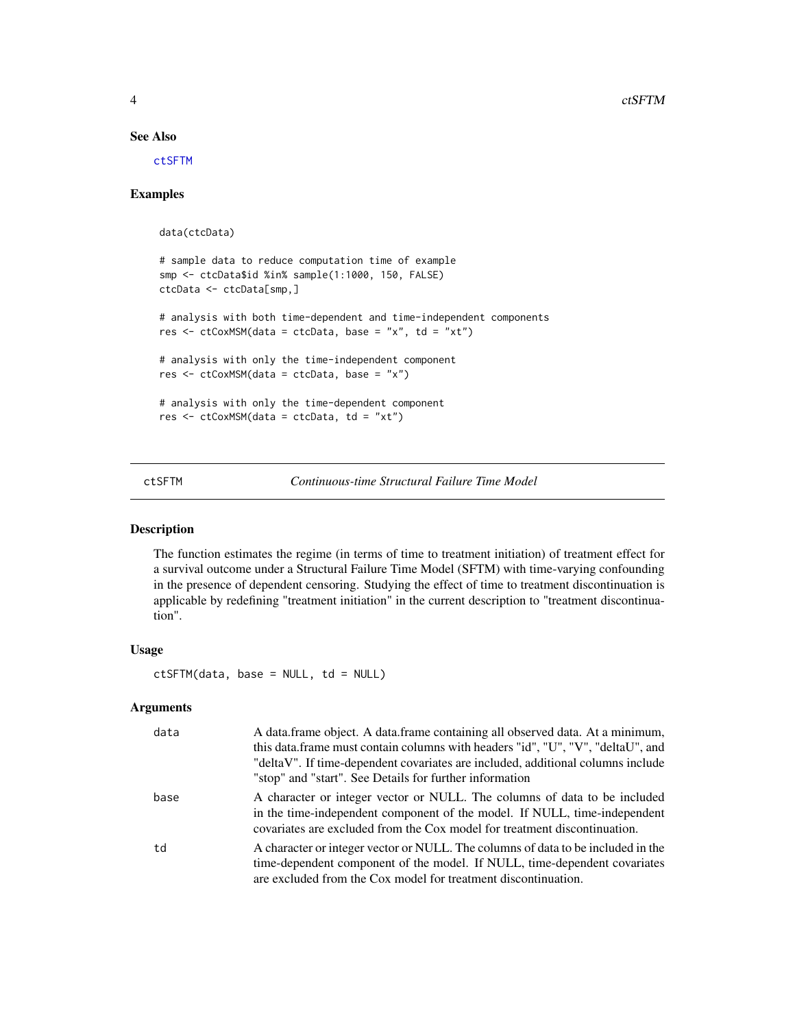### See Also

ctSFTM

### Examples

```
data(ctcData)

# sample data to reduce computation time of example
smp <- ctcData$id %in% sample(1:1000, 150, FALSE)
ctcData <- ctcData[smp,]

# analysis with both time-dependent and time-independent components
res <- ctCoxMSM(data = ctcData, base = "x", td = "xt")

# analysis with only the time-independent component
res <- ctCoxMSM(data = ctcData, base = "x")

# analysis with only the time-dependent component
res <- ctCoxMSM(data = ctcData, td = "xt")
```

---

## ctSFTM *Continuous-time Structural Failure Time Model*

### Description

The function estimates the regime (in terms of time to treatment initiation) of treatment effect for a survival outcome under a Structural Failure Time Model (SFTM) with time-varying confounding in the presence of dependent censoring. Studying the effect of time to treatment discontinuation is applicable by redefining "treatment initiation" in the current description to "treatment discontinuation".

### Usage

```
ctSFTM(data, base = NULL, td = NULL)
```

### Arguments

| | |
|---|---|
| data | A data.frame object. A data.frame containing all observed data. At a minimum, this data.frame must contain columns with headers "id", "U", "V", "deltaU", and "deltaV". If time-dependent covariates are included, additional columns include "stop" and "start". See Details for further information |
| base | A character or integer vector or NULL. The columns of data to be included in the time-independent component of the model. If NULL, time-independent covariates are excluded from the Cox model for treatment discontinuation. |
| td | A character or integer vector or NULL. The columns of data to be included in the time-dependent component of the model. If NULL, time-dependent covariates are excluded from the Cox model for treatment discontinuation. |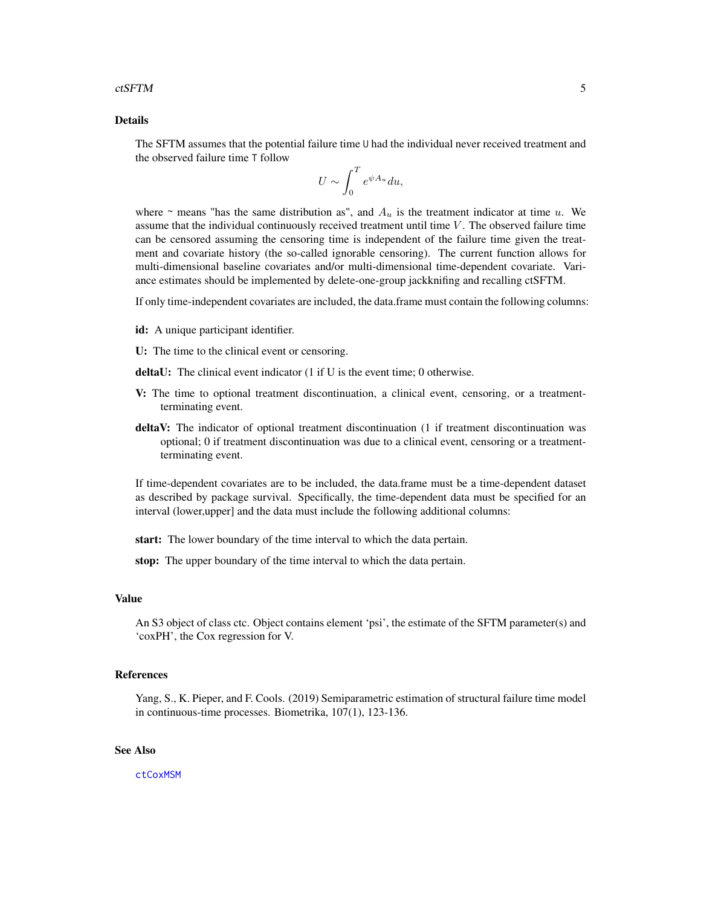## Details

The SFTM assumes that the potential failure time `U` had the individual never received treatment and the observed failure time `T` follow

$$U \sim \int_0^T e^{\psi A_u} du,$$

where ~ means "has the same distribution as", and $A_u$ is the treatment indicator at time $u$. We assume that the individual continuously received treatment until time $V$. The observed failure time can be censored assuming the censoring time is independent of the failure time given the treatment and covariate history (the so-called ignorable censoring). The current function allows for multi-dimensional baseline covariates and/or multi-dimensional time-dependent covariate. Variance estimates should be implemented by delete-one-group jackknifing and recalling ctSFTM.

If only time-independent covariates are included, the data.frame must contain the following columns:

**id:** A unique participant identifier.

**U:** The time to the clinical event or censoring.

**deltaU:** The clinical event indicator (1 if U is the event time; 0 otherwise.

**V:** The time to optional treatment discontinuation, a clinical event, censoring, or a treatment-terminating event.

**deltaV:** The indicator of optional treatment discontinuation (1 if treatment discontinuation was optional; 0 if treatment discontinuation was due to a clinical event, censoring or a treatment-terminating event.

If time-dependent covariates are to be included, the data.frame must be a time-dependent dataset as described by package survival. Specifically, the time-dependent data must be specified for an interval (lower,upper] and the data must include the following additional columns:

**start:** The lower boundary of the time interval to which the data pertain.

**stop:** The upper boundary of the time interval to which the data pertain.

## Value

An S3 object of class ctc. Object contains element 'psi', the estimate of the SFTM parameter(s) and 'coxPH', the Cox regression for V.

## References

Yang, S., K. Pieper, and F. Cools. (2019) Semiparametric estimation of structural failure time model in continuous-time processes. Biometrika, 107(1), 123-136.

## See Also

`ctCoxMSM`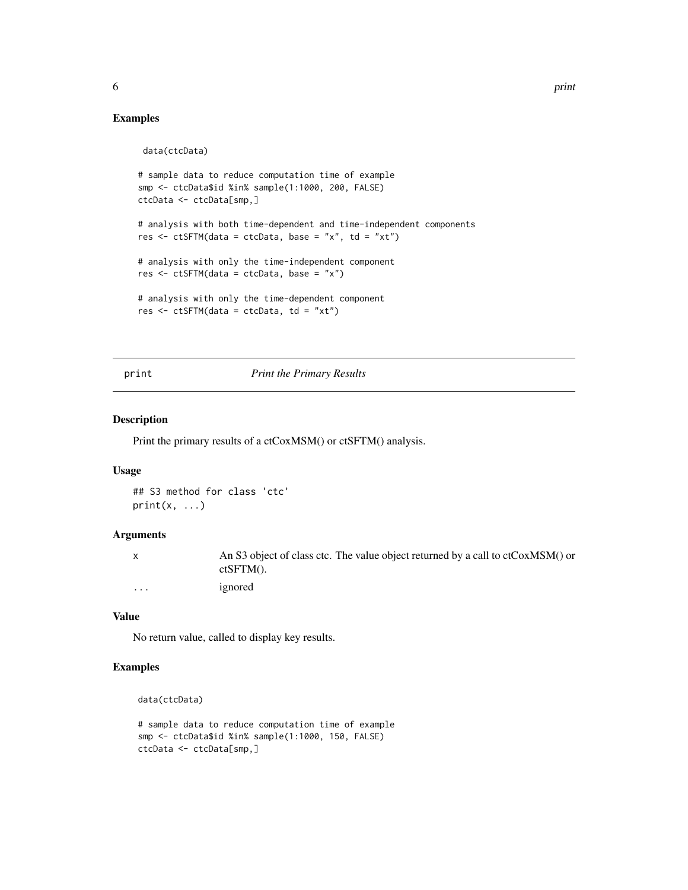## Examples

```
data(ctcData)

# sample data to reduce computation time of example
smp <- ctcData$id %in% sample(1:1000, 200, FALSE)
ctcData <- ctcData[smp,]

# analysis with both time-dependent and time-independent components
res <- ctSFTM(data = ctcData, base = "x", td = "xt")

# analysis with only the time-independent component
res <- ctSFTM(data = ctcData, base = "x")

# analysis with only the time-dependent component
res <- ctSFTM(data = ctcData, td = "xt")
```

---

print &emsp;&emsp;&emsp; *Print the Primary Results*

---

## Description

Print the primary results of a ctCoxMSM() or ctSFTM() analysis.

## Usage

```
## S3 method for class 'ctc'
print(x, ...)
```

## Arguments

| | |
|---|---|
| x | An S3 object of class ctc. The value object returned by a call to ctCoxMSM() or ctSFTM(). |
| ... | ignored |

## Value

No return value, called to display key results.

## Examples

```
data(ctcData)

# sample data to reduce computation time of example
smp <- ctcData$id %in% sample(1:1000, 150, FALSE)
ctcData <- ctcData[smp,]
```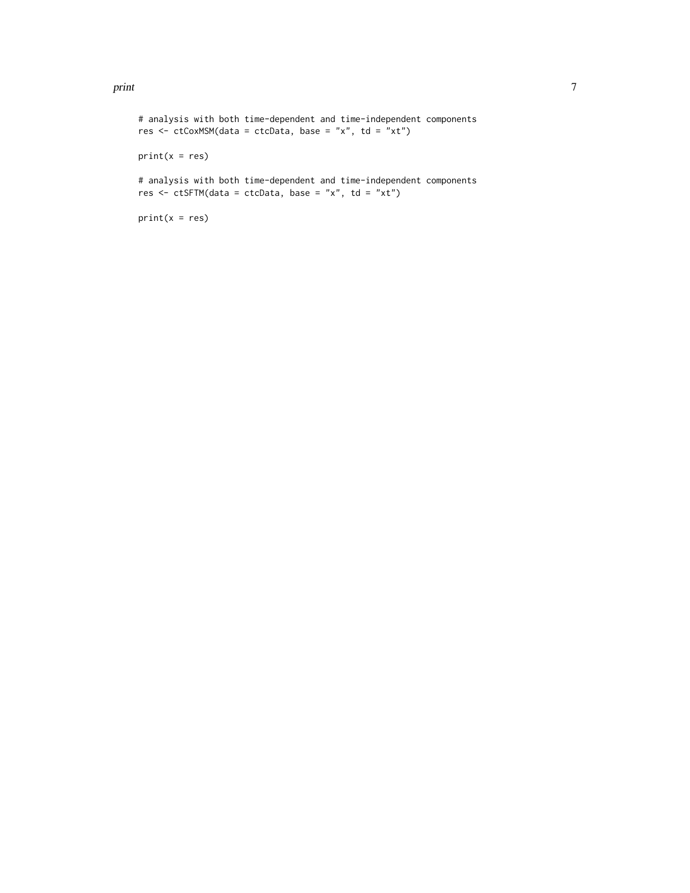```
# analysis with both time-dependent and time-independent components
res <- ctCoxMSM(data = ctcData, base = "x", td = "xt")

print(x = res)

# analysis with both time-dependent and time-independent components
res <- ctSFTM(data = ctcData, base = "x", td = "xt")

print(x = res)
```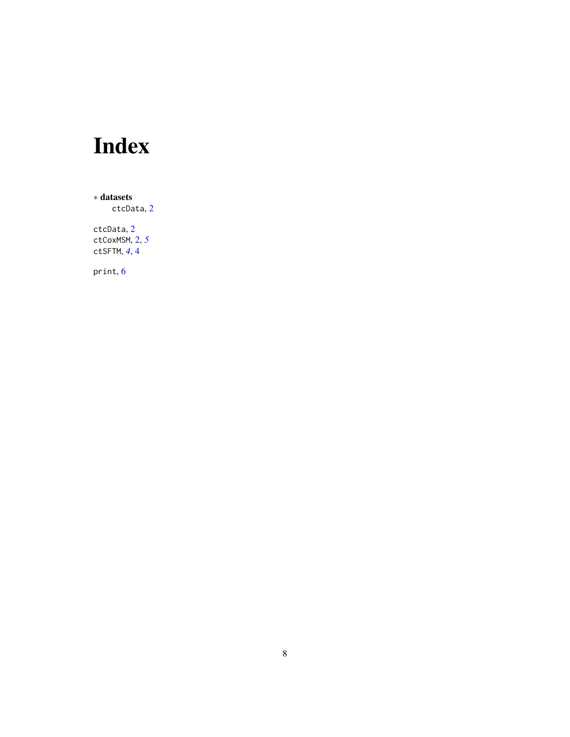# Index

∗ **datasets**
    ctcData, 2

ctcData, 2
ctCoxMSM, 2, *5*
ctSFTM, *4*, 4

print, 6